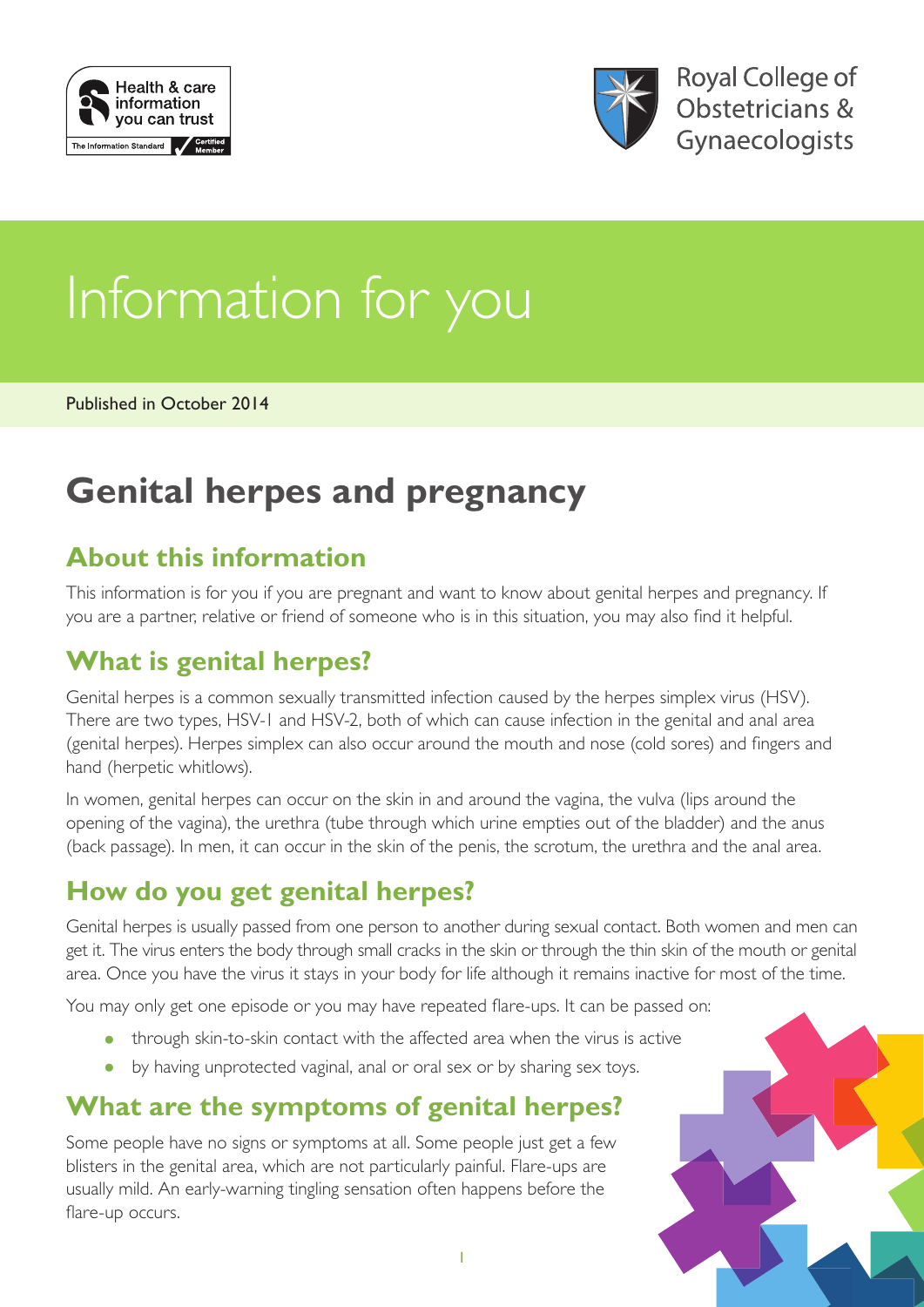Health & care information you can trust

The Information Standard Certified Member

Royal College of Obstetricians & Gynaecologists

# Information for you

Published in October 2014

# Genital herpes and pregnancy

## About this information

This information is for you if you are pregnant and want to know about genital herpes and pregnancy. If you are a partner, relative or friend of someone who is in this situation, you may also find it helpful.

## What is genital herpes?

Genital herpes is a common sexually transmitted infection caused by the herpes simplex virus (HSV). There are two types, HSV-1 and HSV-2, both of which can cause infection in the genital and anal area (genital herpes). Herpes simplex can also occur around the mouth and nose (cold sores) and fingers and hand (herpetic whitlows).

In women, genital herpes can occur on the skin in and around the vagina, the vulva (lips around the opening of the vagina), the urethra (tube through which urine empties out of the bladder) and the anus (back passage). In men, it can occur in the skin of the penis, the scrotum, the urethra and the anal area.

## How do you get genital herpes?

Genital herpes is usually passed from one person to another during sexual contact. Both women and men can get it. The virus enters the body through small cracks in the skin or through the thin skin of the mouth or genital area. Once you have the virus it stays in your body for life although it remains inactive for most of the time.

You may only get one episode or you may have repeated flare-ups. It can be passed on:

- through skin-to-skin contact with the affected area when the virus is active
- by having unprotected vaginal, anal or oral sex or by sharing sex toys.

## What are the symptoms of genital herpes?

Some people have no signs or symptoms at all. Some people just get a few blisters in the genital area, which are not particularly painful. Flare-ups are usually mild. An early-warning tingling sensation often happens before the flare-up occurs.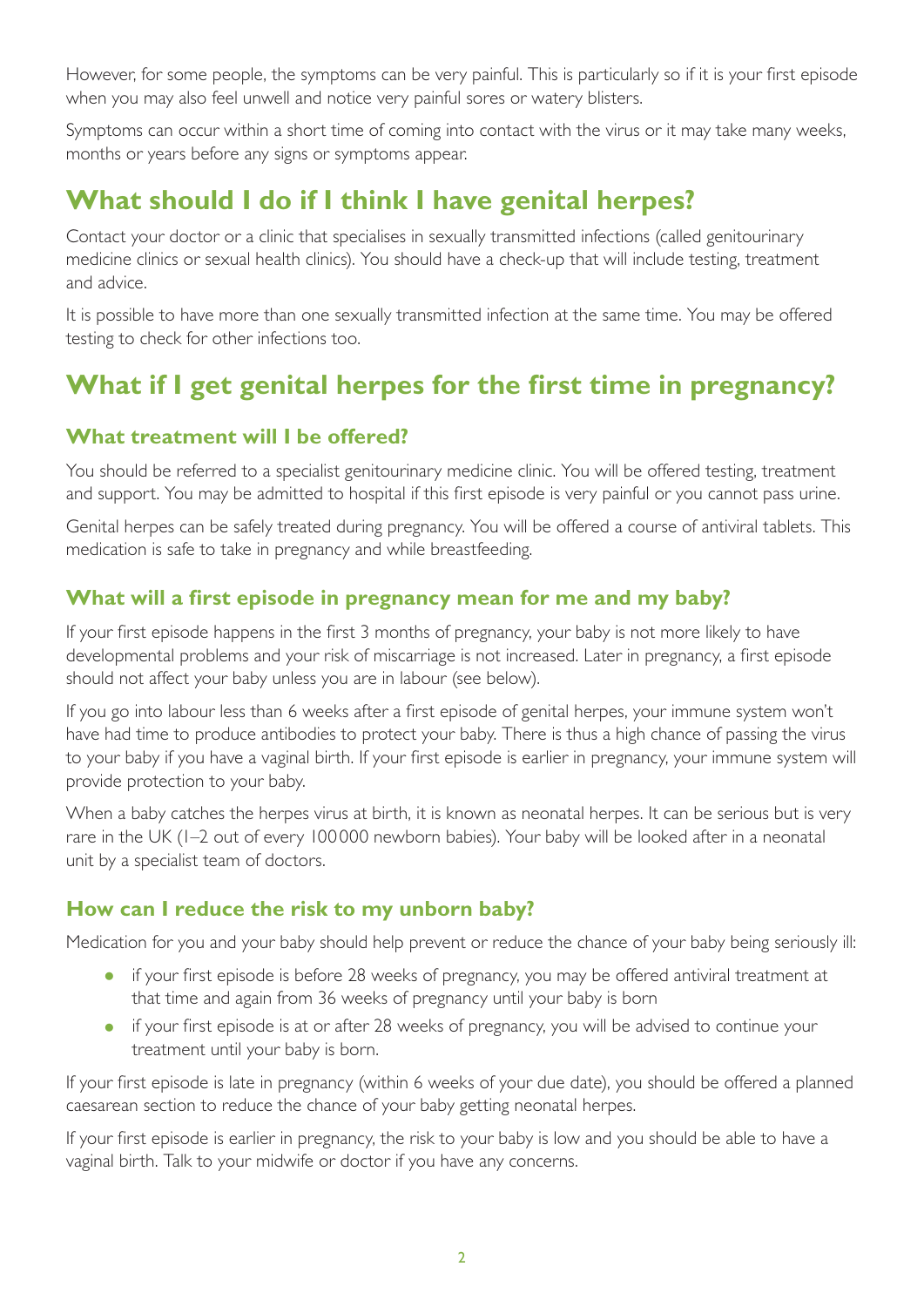However, for some people, the symptoms can be very painful. This is particularly so if it is your first episode when you may also feel unwell and notice very painful sores or watery blisters.

Symptoms can occur within a short time of coming into contact with the virus or it may take many weeks, months or years before any signs or symptoms appear.

## What should I do if I think I have genital herpes?

Contact your doctor or a clinic that specialises in sexually transmitted infections (called genitourinary medicine clinics or sexual health clinics). You should have a check-up that will include testing, treatment and advice.

It is possible to have more than one sexually transmitted infection at the same time. You may be offered testing to check for other infections too.

## What if I get genital herpes for the first time in pregnancy?

### What treatment will I be offered?

You should be referred to a specialist genitourinary medicine clinic. You will be offered testing, treatment and support. You may be admitted to hospital if this first episode is very painful or you cannot pass urine.

Genital herpes can be safely treated during pregnancy. You will be offered a course of antiviral tablets. This medication is safe to take in pregnancy and while breastfeeding.

### What will a first episode in pregnancy mean for me and my baby?

If your first episode happens in the first 3 months of pregnancy, your baby is not more likely to have developmental problems and your risk of miscarriage is not increased. Later in pregnancy, a first episode should not affect your baby unless you are in labour (see below).

If you go into labour less than 6 weeks after a first episode of genital herpes, your immune system won't have had time to produce antibodies to protect your baby. There is thus a high chance of passing the virus to your baby if you have a vaginal birth. If your first episode is earlier in pregnancy, your immune system will provide protection to your baby.

When a baby catches the herpes virus at birth, it is known as neonatal herpes. It can be serious but is very rare in the UK (1–2 out of every 100000 newborn babies). Your baby will be looked after in a neonatal unit by a specialist team of doctors.

### How can I reduce the risk to my unborn baby?

Medication for you and your baby should help prevent or reduce the chance of your baby being seriously ill:

- if your first episode is before 28 weeks of pregnancy, you may be offered antiviral treatment at that time and again from 36 weeks of pregnancy until your baby is born
- if your first episode is at or after 28 weeks of pregnancy, you will be advised to continue your treatment until your baby is born.

If your first episode is late in pregnancy (within 6 weeks of your due date), you should be offered a planned caesarean section to reduce the chance of your baby getting neonatal herpes.

If your first episode is earlier in pregnancy, the risk to your baby is low and you should be able to have a vaginal birth. Talk to your midwife or doctor if you have any concerns.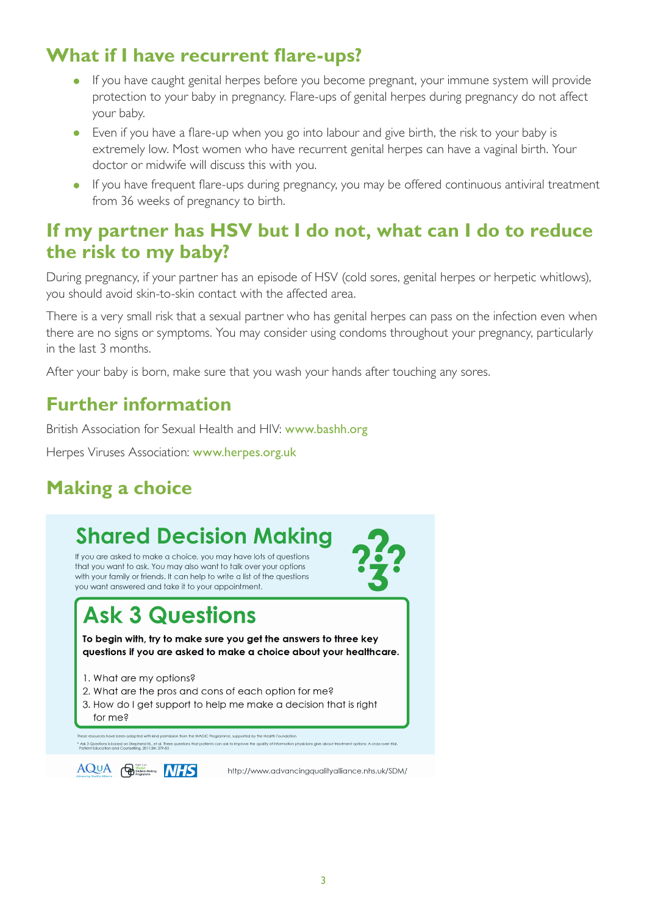## What if I have recurrent flare-ups?

- If you have caught genital herpes before you become pregnant, your immune system will provide protection to your baby in pregnancy. Flare-ups of genital herpes during pregnancy do not affect your baby.
- Even if you have a flare-up when you go into labour and give birth, the risk to your baby is extremely low. Most women who have recurrent genital herpes can have a vaginal birth. Your doctor or midwife will discuss this with you.
- If you have frequent flare-ups during pregnancy, you may be offered continuous antiviral treatment from 36 weeks of pregnancy to birth.

## If my partner has HSV but I do not, what can I do to reduce the risk to my baby?

During pregnancy, if your partner has an episode of HSV (cold sores, genital herpes or herpetic whitlows), you should avoid skin-to-skin contact with the affected area.

There is a very small risk that a sexual partner who has genital herpes can pass on the infection even when there are no signs or symptoms. You may consider using condoms throughout your pregnancy, particularly in the last 3 months.

After your baby is born, make sure that you wash your hands after touching any sores.

## Further information

British Association for Sexual Health and HIV: www.bashh.org

Herpes Viruses Association: www.herpes.org.uk

## Making a choice

### Shared Decision Making

If you are asked to make a choice, you may have lots of questions that you want to ask. You may also want to talk over your options with your family or friends. It can help to write a list of the questions you want answered and take it to your appointment.

### Ask 3 Questions

**To begin with, try to make sure you get the answers to three key questions if you are asked to make a choice about your healthcare.**

1. What are my options?
2. What are the pros and cons of each option for me?
3. How do I get support to help me make a decision that is right for me?

These resources have been adapted with kind permission from the MAGIC Programme, supported by the Health Foundation

* Ask 3 Questions is based on Shepherd HL, et al. Three questions that patients can ask to improve the quality of information physicians give about treatment options: A cross-over trial. Patient Education and Counselling, 2011;84: 379-85

AQuA NHS http://www.advancingqualityalliance.nhs.uk/SDM/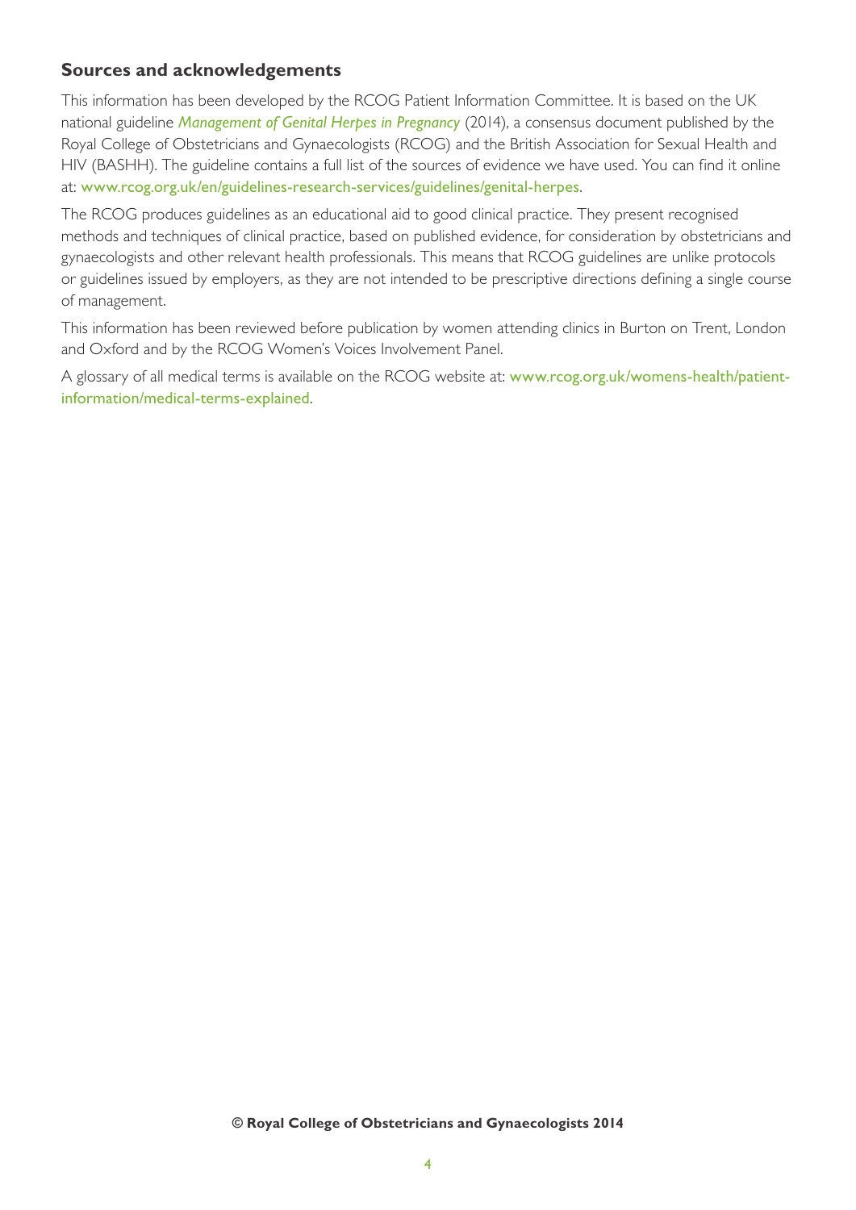## Sources and acknowledgements

This information has been developed by the RCOG Patient Information Committee. It is based on the UK national guideline *Management of Genital Herpes in Pregnancy* (2014), a consensus document published by the Royal College of Obstetricians and Gynaecologists (RCOG) and the British Association for Sexual Health and HIV (BASHH). The guideline contains a full list of the sources of evidence we have used. You can find it online at: www.rcog.org.uk/en/guidelines-research-services/guidelines/genital-herpes.

The RCOG produces guidelines as an educational aid to good clinical practice. They present recognised methods and techniques of clinical practice, based on published evidence, for consideration by obstetricians and gynaecologists and other relevant health professionals. This means that RCOG guidelines are unlike protocols or guidelines issued by employers, as they are not intended to be prescriptive directions defining a single course of management.

This information has been reviewed before publication by women attending clinics in Burton on Trent, London and Oxford and by the RCOG Women's Voices Involvement Panel.

A glossary of all medical terms is available on the RCOG website at: www.rcog.org.uk/womens-health/patient-information/medical-terms-explained.

**© Royal College of Obstetricians and Gynaecologists 2014**